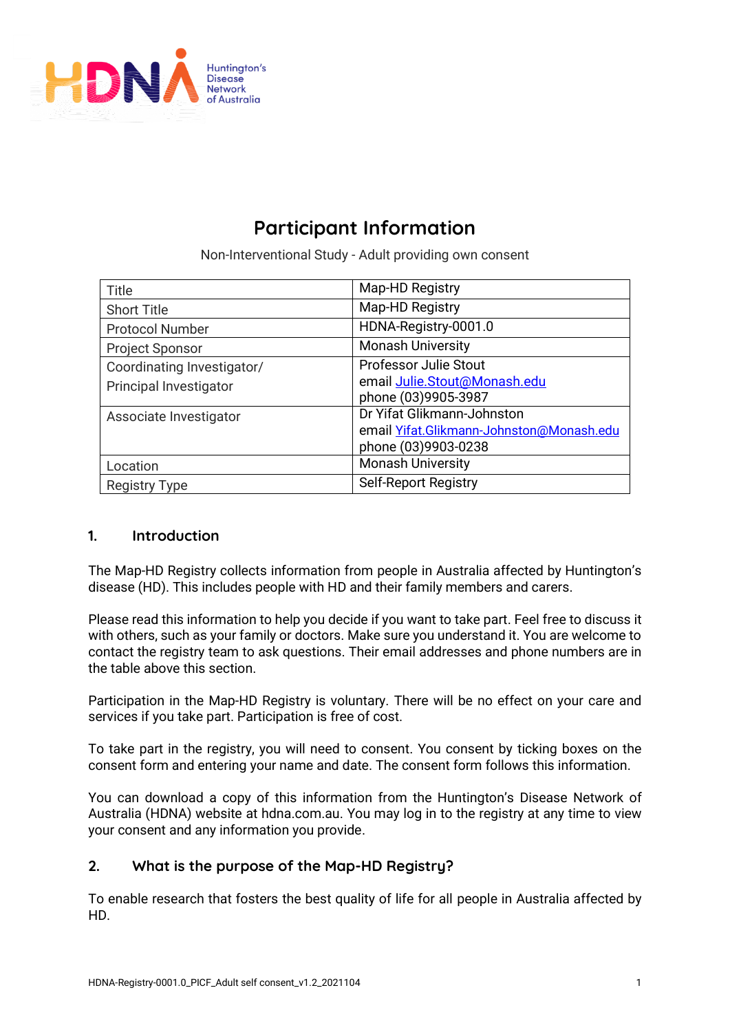# Participant Information

Non-Interventional Study - Adult providing own consent

| Title | Map-HD Registry |
|---|---|
| Short Title | Map-HD Registry |
| Protocol Number | HDNA-Registry-0001.0 |
| Project Sponsor | Monash University |
| Coordinating Investigator/ Principal Investigator | Professor Julie Stout<br>email Julie.Stout@Monash.edu<br>phone (03)9905-3987 |
| Associate Investigator | Dr Yifat Glikmann-Johnston<br>email Yifat.Glikmann-Johnston@Monash.edu<br>phone (03)9903-0238 |
| Location | Monash University |
| Registry Type | Self-Report Registry |

## 1. Introduction

The Map-HD Registry collects information from people in Australia affected by Huntington's disease (HD). This includes people with HD and their family members and carers.

Please read this information to help you decide if you want to take part. Feel free to discuss it with others, such as your family or doctors. Make sure you understand it. You are welcome to contact the registry team to ask questions. Their email addresses and phone numbers are in the table above this section.

Participation in the Map-HD Registry is voluntary. There will be no effect on your care and services if you take part. Participation is free of cost.

To take part in the registry, you will need to consent. You consent by ticking boxes on the consent form and entering your name and date. The consent form follows this information.

You can download a copy of this information from the Huntington's Disease Network of Australia (HDNA) website at hdna.com.au. You may log in to the registry at any time to view your consent and any information you provide.

## 2. What is the purpose of the Map-HD Registry?

To enable research that fosters the best quality of life for all people in Australia affected by HD.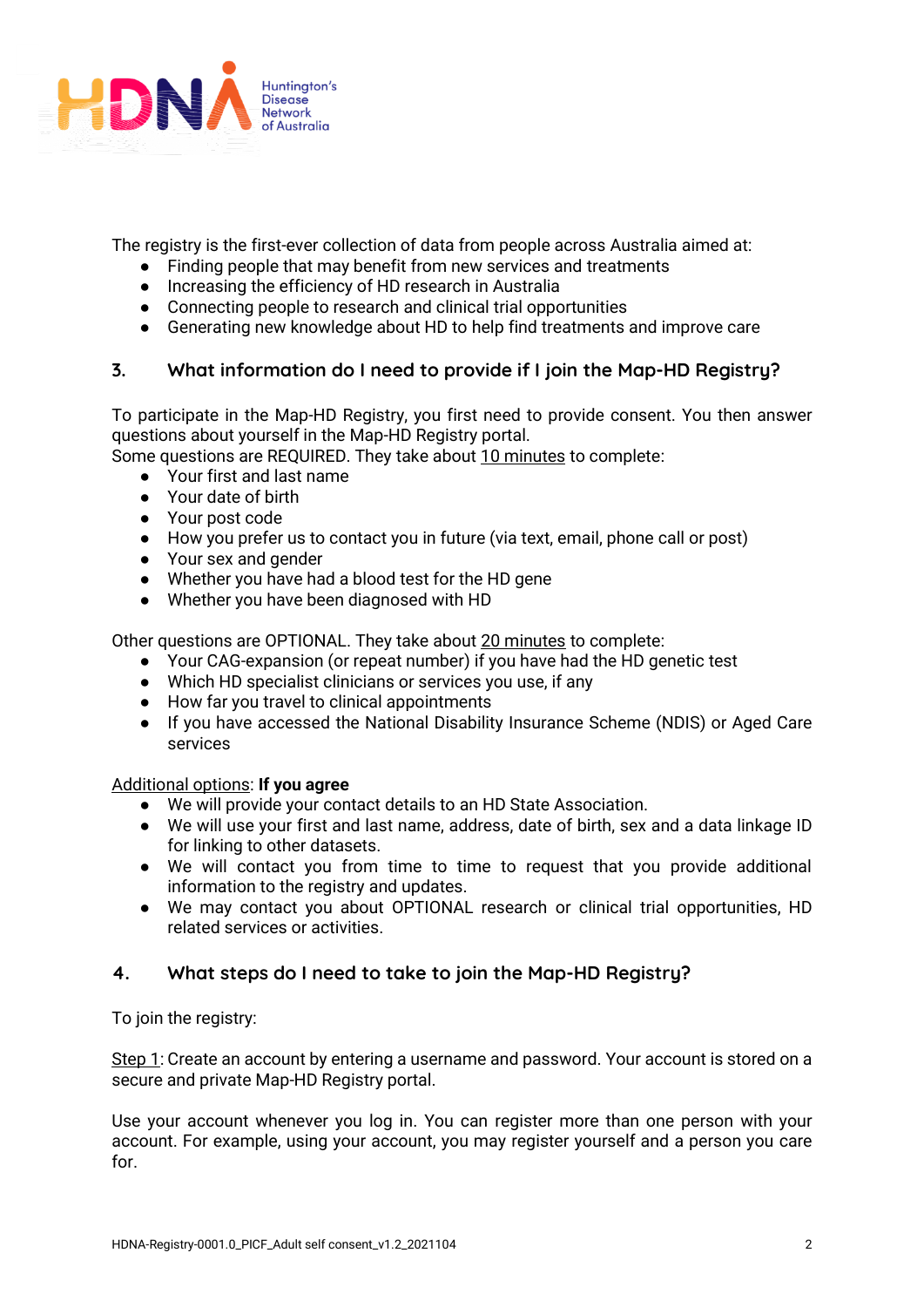The registry is the first-ever collection of data from people across Australia aimed at:

- Finding people that may benefit from new services and treatments
- Increasing the efficiency of HD research in Australia
- Connecting people to research and clinical trial opportunities
- Generating new knowledge about HD to help find treatments and improve care

## 3. What information do I need to provide if I join the Map-HD Registry?

To participate in the Map-HD Registry, you first need to provide consent. You then answer questions about yourself in the Map-HD Registry portal.
Some questions are REQUIRED. They take about 10 minutes to complete:

- Your first and last name
- Your date of birth
- Your post code
- How you prefer us to contact you in future (via text, email, phone call or post)
- Your sex and gender
- Whether you have had a blood test for the HD gene
- Whether you have been diagnosed with HD

Other questions are OPTIONAL. They take about 20 minutes to complete:

- Your CAG-expansion (or repeat number) if you have had the HD genetic test
- Which HD specialist clinicians or services you use, if any
- How far you travel to clinical appointments
- If you have accessed the National Disability Insurance Scheme (NDIS) or Aged Care services

Additional options: **If you agree**

- We will provide your contact details to an HD State Association.
- We will use your first and last name, address, date of birth, sex and a data linkage ID for linking to other datasets.
- We will contact you from time to time to request that you provide additional information to the registry and updates.
- We may contact you about OPTIONAL research or clinical trial opportunities, HD related services or activities.

## 4. What steps do I need to take to join the Map-HD Registry?

To join the registry:

Step 1: Create an account by entering a username and password. Your account is stored on a secure and private Map-HD Registry portal.

Use your account whenever you log in. You can register more than one person with your account. For example, using your account, you may register yourself and a person you care for.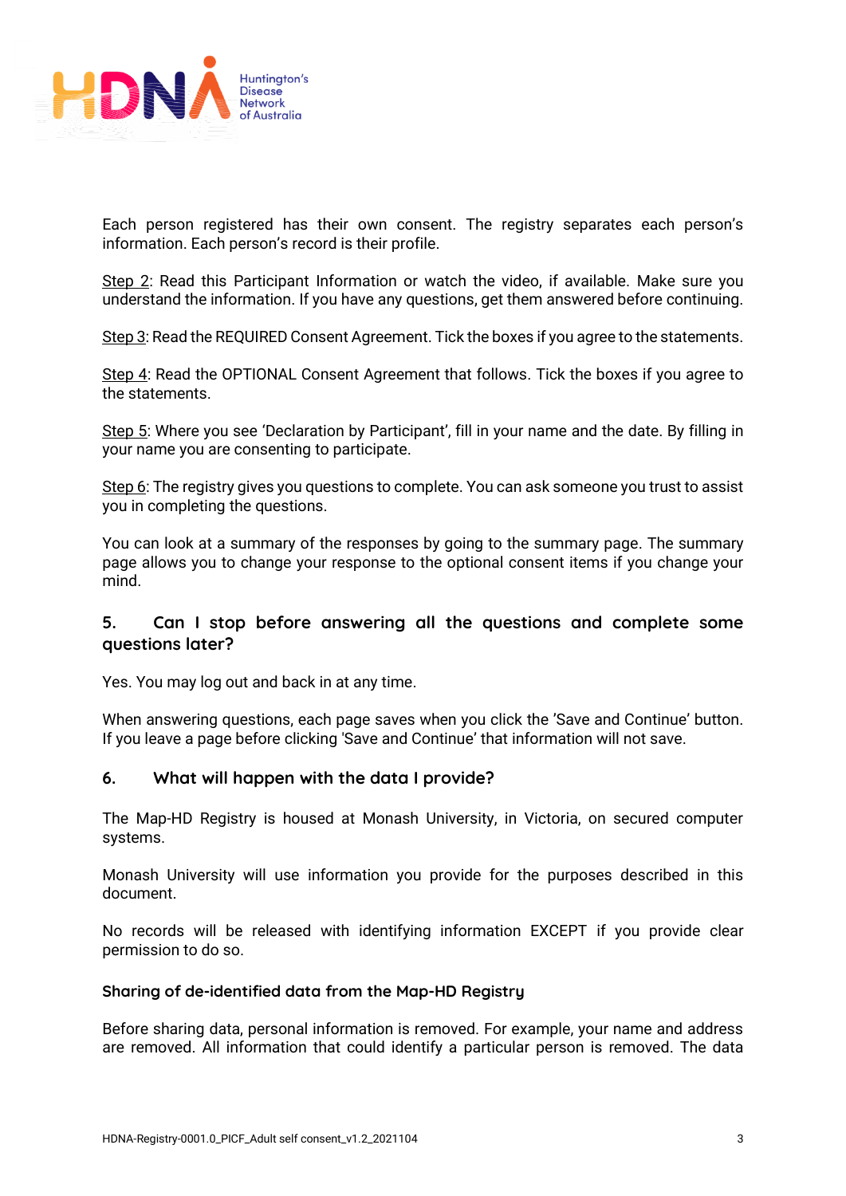Each person registered has their own consent. The registry separates each person's information. Each person's record is their profile.

Step 2: Read this Participant Information or watch the video, if available. Make sure you understand the information. If you have any questions, get them answered before continuing.

Step 3: Read the REQUIRED Consent Agreement. Tick the boxes if you agree to the statements.

Step 4: Read the OPTIONAL Consent Agreement that follows. Tick the boxes if you agree to the statements.

Step 5: Where you see 'Declaration by Participant', fill in your name and the date. By filling in your name you are consenting to participate.

Step 6: The registry gives you questions to complete. You can ask someone you trust to assist you in completing the questions.

You can look at a summary of the responses by going to the summary page. The summary page allows you to change your response to the optional consent items if you change your mind.

## 5. Can I stop before answering all the questions and complete some questions later?

Yes. You may log out and back in at any time.

When answering questions, each page saves when you click the 'Save and Continue' button. If you leave a page before clicking 'Save and Continue' that information will not save.

## 6. What will happen with the data I provide?

The Map-HD Registry is housed at Monash University, in Victoria, on secured computer systems.

Monash University will use information you provide for the purposes described in this document.

No records will be released with identifying information EXCEPT if you provide clear permission to do so.

### Sharing of de-identified data from the Map-HD Registry

Before sharing data, personal information is removed. For example, your name and address are removed. All information that could identify a particular person is removed. The data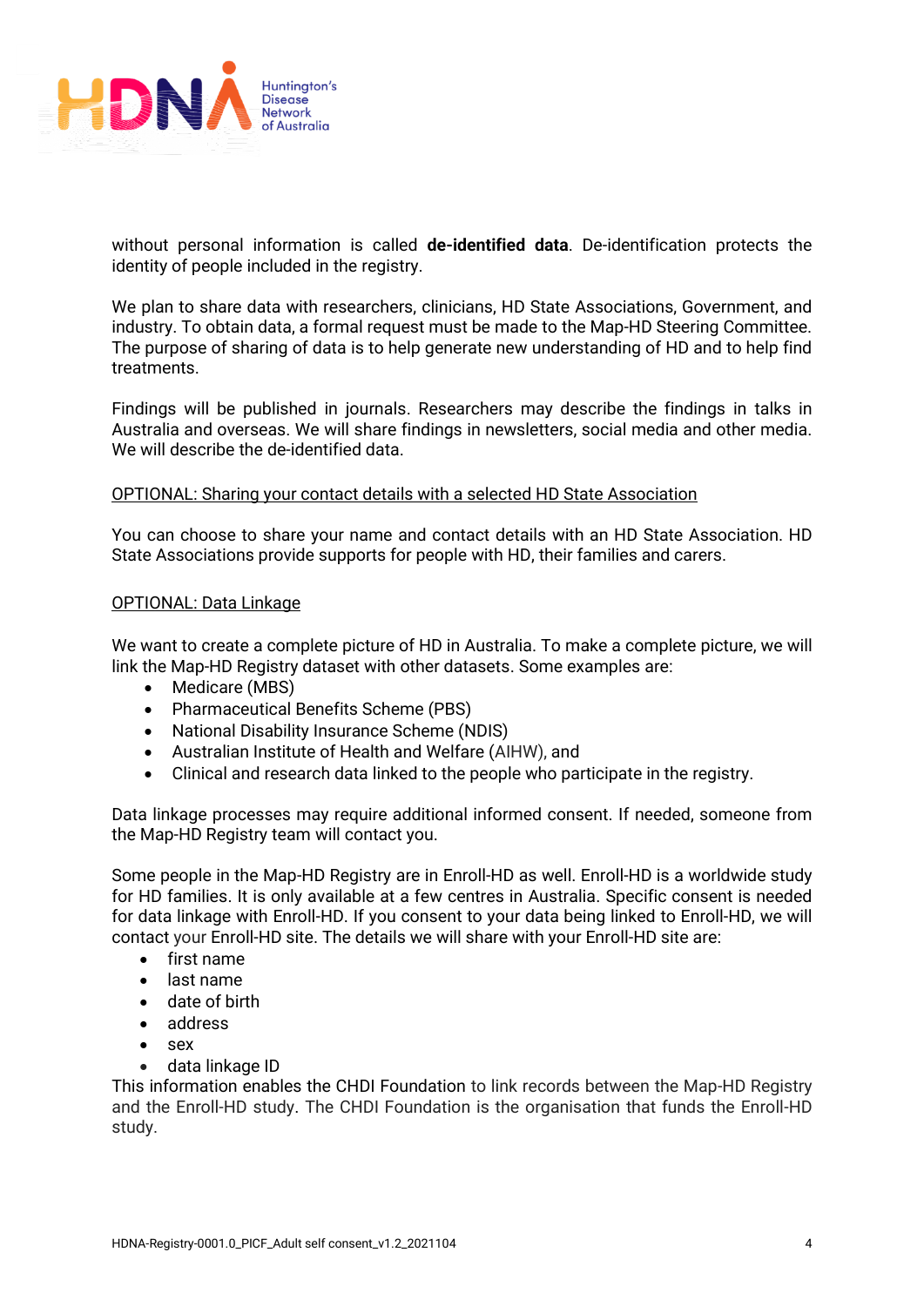without personal information is called **de-identified data**. De-identification protects the identity of people included in the registry.

We plan to share data with researchers, clinicians, HD State Associations, Government, and industry. To obtain data, a formal request must be made to the Map-HD Steering Committee. The purpose of sharing of data is to help generate new understanding of HD and to help find treatments.

Findings will be published in journals. Researchers may describe the findings in talks in Australia and overseas. We will share findings in newsletters, social media and other media. We will describe the de-identified data.

<u>OPTIONAL: Sharing your contact details with a selected HD State Association</u>

You can choose to share your name and contact details with an HD State Association. HD State Associations provide supports for people with HD, their families and carers.

<u>OPTIONAL: Data Linkage</u>

We want to create a complete picture of HD in Australia. To make a complete picture, we will link the Map-HD Registry dataset with other datasets. Some examples are:

- Medicare (MBS)
- Pharmaceutical Benefits Scheme (PBS)
- National Disability Insurance Scheme (NDIS)
- Australian Institute of Health and Welfare (AIHW), and
- Clinical and research data linked to the people who participate in the registry.

Data linkage processes may require additional informed consent. If needed, someone from the Map-HD Registry team will contact you.

Some people in the Map-HD Registry are in Enroll-HD as well. Enroll-HD is a worldwide study for HD families. It is only available at a few centres in Australia. Specific consent is needed for data linkage with Enroll-HD. If you consent to your data being linked to Enroll-HD, we will contact your Enroll-HD site. The details we will share with your Enroll-HD site are:

- first name
- last name
- date of birth
- address
- sex
- data linkage ID

This information enables the CHDI Foundation to link records between the Map-HD Registry and the Enroll-HD study. The CHDI Foundation is the organisation that funds the Enroll-HD study.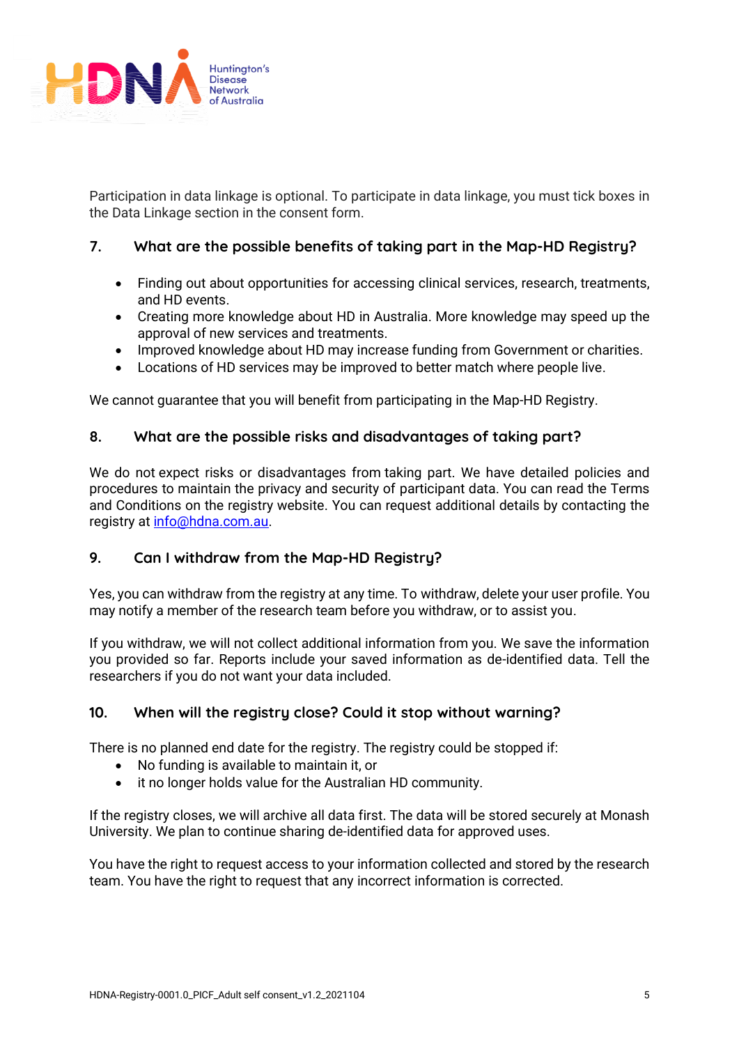Participation in data linkage is optional. To participate in data linkage, you must tick boxes in the Data Linkage section in the consent form.

## 7. What are the possible benefits of taking part in the Map-HD Registry?

- Finding out about opportunities for accessing clinical services, research, treatments, and HD events.
- Creating more knowledge about HD in Australia. More knowledge may speed up the approval of new services and treatments.
- Improved knowledge about HD may increase funding from Government or charities.
- Locations of HD services may be improved to better match where people live.

We cannot guarantee that you will benefit from participating in the Map-HD Registry.

## 8. What are the possible risks and disadvantages of taking part?

We do not expect risks or disadvantages from taking part. We have detailed policies and procedures to maintain the privacy and security of participant data. You can read the Terms and Conditions on the registry website. You can request additional details by contacting the registry at info@hdna.com.au.

## 9. Can I withdraw from the Map-HD Registry?

Yes, you can withdraw from the registry at any time. To withdraw, delete your user profile. You may notify a member of the research team before you withdraw, or to assist you.

If you withdraw, we will not collect additional information from you. We save the information you provided so far. Reports include your saved information as de-identified data. Tell the researchers if you do not want your data included.

## 10. When will the registry close? Could it stop without warning?

There is no planned end date for the registry. The registry could be stopped if:

- No funding is available to maintain it, or
- it no longer holds value for the Australian HD community.

If the registry closes, we will archive all data first. The data will be stored securely at Monash University. We plan to continue sharing de-identified data for approved uses.

You have the right to request access to your information collected and stored by the research team. You have the right to request that any incorrect information is corrected.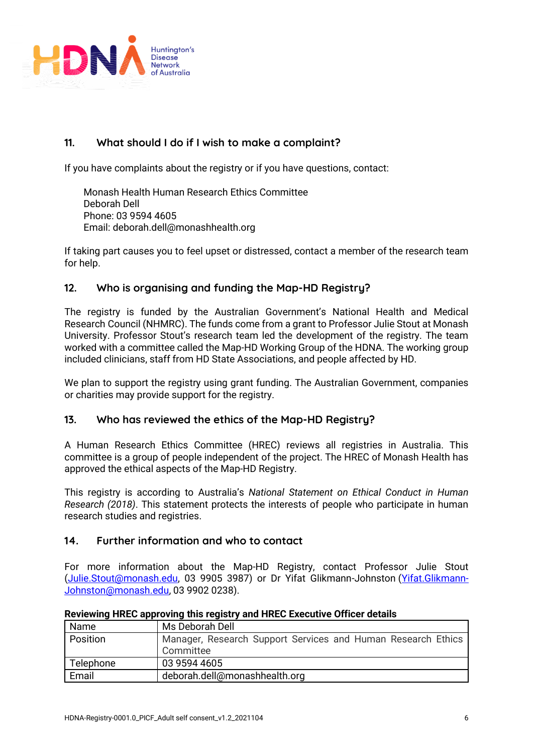## 11. What should I do if I wish to make a complaint?

If you have complaints about the registry or if you have questions, contact:

Monash Health Human Research Ethics Committee
Deborah Dell
Phone: 03 9594 4605
Email: deborah.dell@monashhealth.org

If taking part causes you to feel upset or distressed, contact a member of the research team for help.

## 12. Who is organising and funding the Map-HD Registry?

The registry is funded by the Australian Government's National Health and Medical Research Council (NHMRC). The funds come from a grant to Professor Julie Stout at Monash University. Professor Stout's research team led the development of the registry. The team worked with a committee called the Map-HD Working Group of the HDNA. The working group included clinicians, staff from HD State Associations, and people affected by HD.

We plan to support the registry using grant funding. The Australian Government, companies or charities may provide support for the registry.

## 13. Who has reviewed the ethics of the Map-HD Registry?

A Human Research Ethics Committee (HREC) reviews all registries in Australia. This committee is a group of people independent of the project. The HREC of Monash Health has approved the ethical aspects of the Map-HD Registry.

This registry is according to Australia's *National Statement on Ethical Conduct in Human Research (2018)*. This statement protects the interests of people who participate in human research studies and registries.

## 14. Further information and who to contact

For more information about the Map-HD Registry, contact Professor Julie Stout (Julie.Stout@monash.edu, 03 9905 3987) or Dr Yifat Glikmann-Johnston (Yifat.Glikmann-Johnston@monash.edu, 03 9902 0238).

**Reviewing HREC approving this registry and HREC Executive Officer details**

| Name | Ms Deborah Dell |
|---|---|
| Position | Manager, Research Support Services and Human Research Ethics Committee |
| Telephone | 03 9594 4605 |
| Email | deborah.dell@monashhealth.org |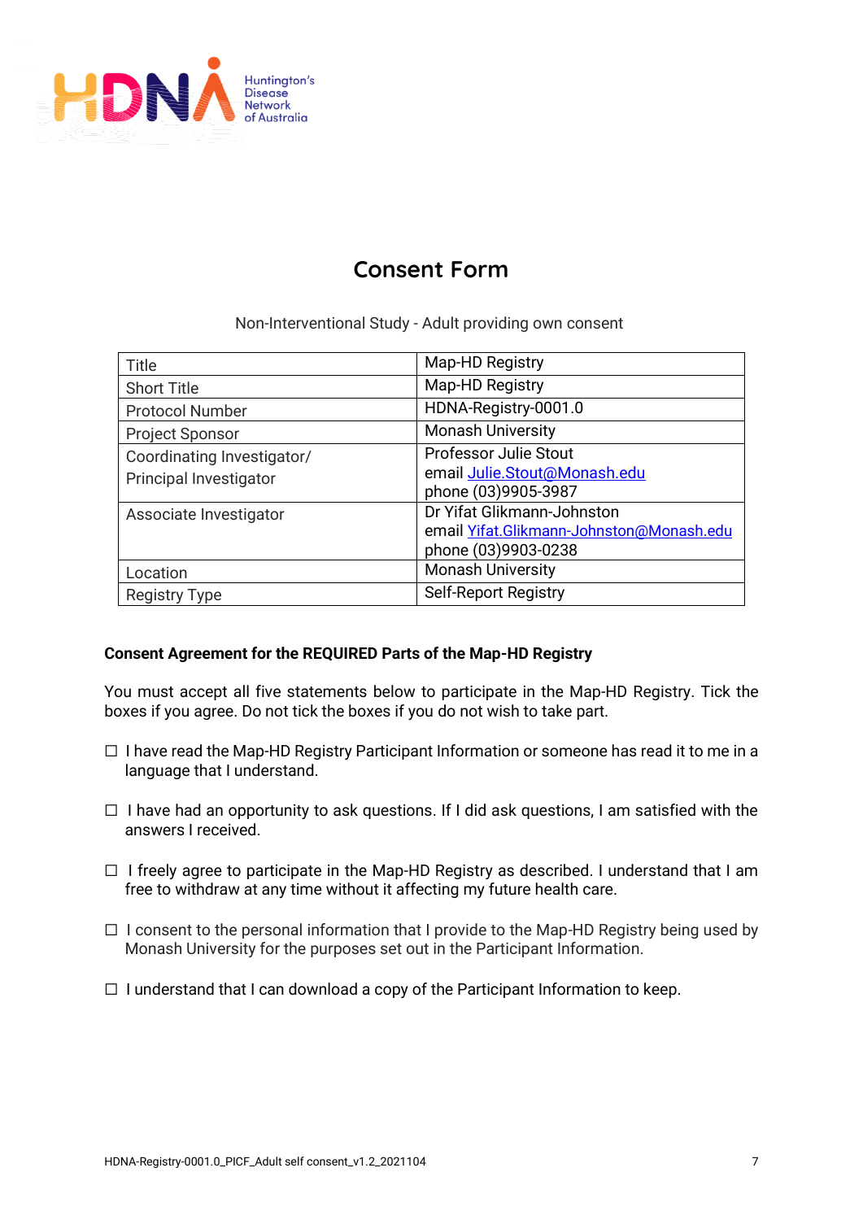# Consent Form

Non-Interventional Study - Adult providing own consent

| Title | Map-HD Registry |
|---|---|
| Short Title | Map-HD Registry |
| Protocol Number | HDNA-Registry-0001.0 |
| Project Sponsor | Monash University |
| Coordinating Investigator/ Principal Investigator | Professor Julie Stout<br>email Julie.Stout@Monash.edu<br>phone (03)9905-3987 |
| Associate Investigator | Dr Yifat Glikmann-Johnston<br>email Yifat.Glikmann-Johnston@Monash.edu<br>phone (03)9903-0238 |
| Location | Monash University |
| Registry Type | Self-Report Registry |

**Consent Agreement for the REQUIRED Parts of the Map-HD Registry**

You must accept all five statements below to participate in the Map-HD Registry. Tick the boxes if you agree. Do not tick the boxes if you do not wish to take part.

☐ I have read the Map-HD Registry Participant Information or someone has read it to me in a language that I understand.

☐ I have had an opportunity to ask questions. If I did ask questions, I am satisfied with the answers I received.

☐ I freely agree to participate in the Map-HD Registry as described. I understand that I am free to withdraw at any time without it affecting my future health care.

☐ I consent to the personal information that I provide to the Map-HD Registry being used by Monash University for the purposes set out in the Participant Information.

☐ I understand that I can download a copy of the Participant Information to keep.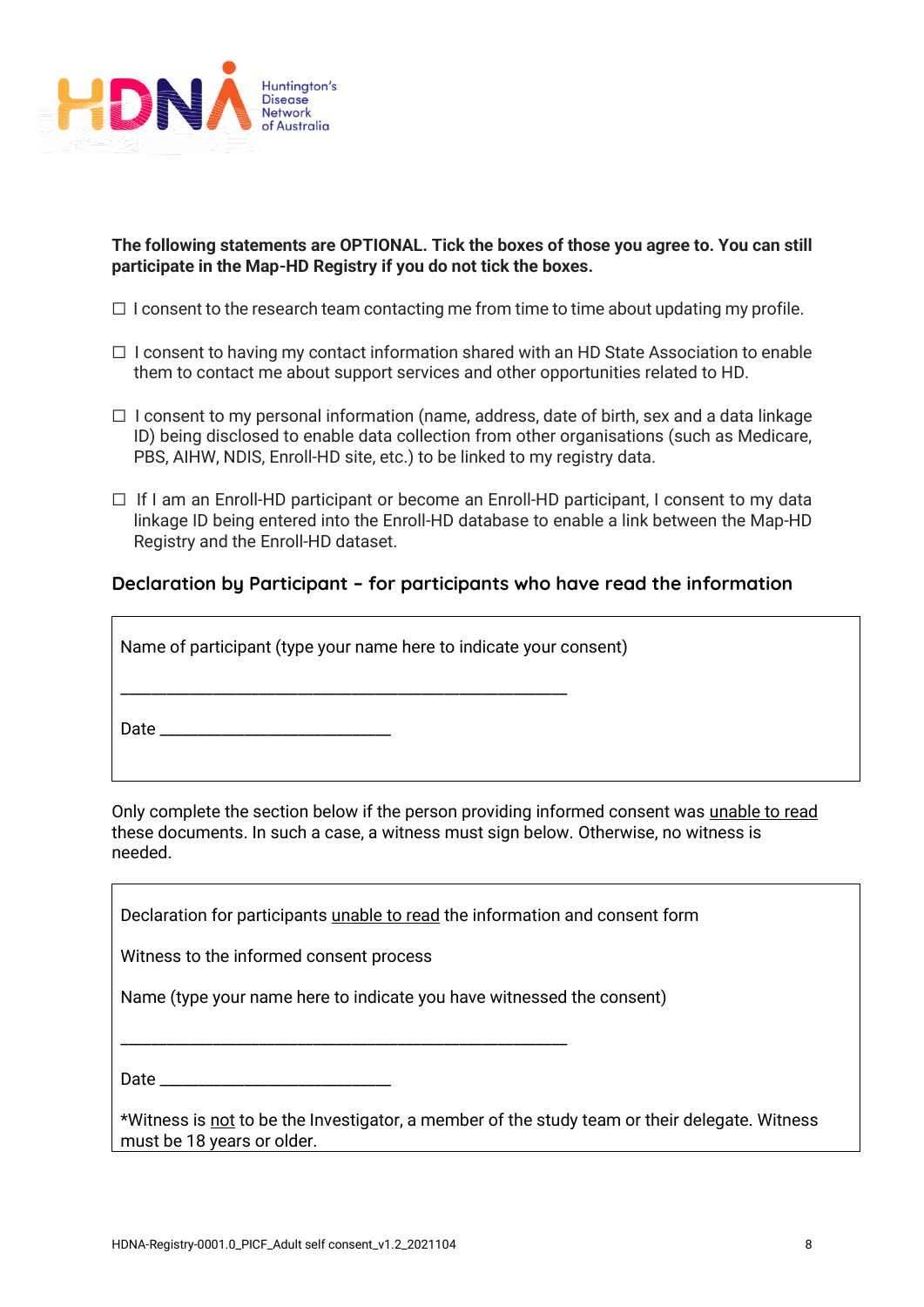**The following statements are OPTIONAL. Tick the boxes of those you agree to. You can still participate in the Map-HD Registry if you do not tick the boxes.**

☐ I consent to the research team contacting me from time to time about updating my profile.

☐ I consent to having my contact information shared with an HD State Association to enable them to contact me about support services and other opportunities related to HD.

☐ I consent to my personal information (name, address, date of birth, sex and a data linkage ID) being disclosed to enable data collection from other organisations (such as Medicare, PBS, AIHW, NDIS, Enroll-HD site, etc.) to be linked to my registry data.

☐ If I am an Enroll-HD participant or become an Enroll-HD participant, I consent to my data linkage ID being entered into the Enroll-HD database to enable a link between the Map-HD Registry and the Enroll-HD dataset.

### Declaration by Participant – for participants who have read the information

Name of participant (type your name here to indicate your consent)

_______________________________________________

Date ________________________

Only complete the section below if the person providing informed consent was unable to read these documents. In such a case, a witness must sign below. Otherwise, no witness is needed.

Declaration for participants unable to read the information and consent form

Witness to the informed consent process

Name (type your name here to indicate you have witnessed the consent)

_______________________________________________

Date ________________________

*Witness is not to be the Investigator, a member of the study team or their delegate. Witness must be 18 years or older.

HDNA-Registry-0001.0_PICF_Adult self consent_v1.2_2021104